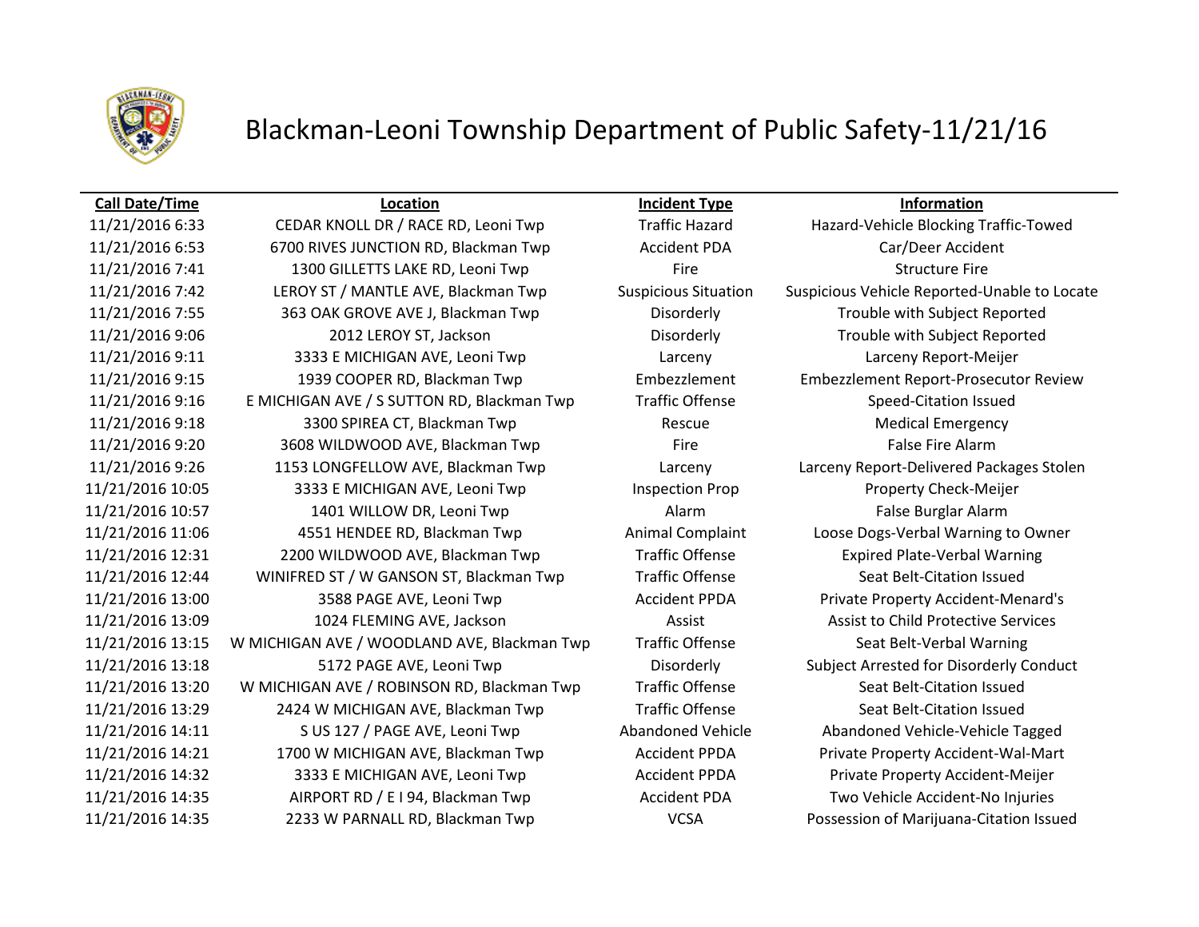# Blackman-Leoni Township Department of Public Safety-11/21/16

| Call Date/Time | Location | Incident Type | Information |
|---|---|---|---|
| 11/21/2016 6:33 | CEDAR KNOLL DR / RACE RD, Leoni Twp | Traffic Hazard | Hazard-Vehicle Blocking Traffic-Towed |
| 11/21/2016 6:53 | 6700 RIVES JUNCTION RD, Blackman Twp | Accident PDA | Car/Deer Accident |
| 11/21/2016 7:41 | 1300 GILLETTS LAKE RD, Leoni Twp | Fire | Structure Fire |
| 11/21/2016 7:42 | LEROY ST / MANTLE AVE, Blackman Twp | Suspicious Situation | Suspicious Vehicle Reported-Unable to Locate |
| 11/21/2016 7:55 | 363 OAK GROVE AVE J, Blackman Twp | Disorderly | Trouble with Subject Reported |
| 11/21/2016 9:06 | 2012 LEROY ST, Jackson | Disorderly | Trouble with Subject Reported |
| 11/21/2016 9:11 | 3333 E MICHIGAN AVE, Leoni Twp | Larceny | Larceny Report-Meijer |
| 11/21/2016 9:15 | 1939 COOPER RD, Blackman Twp | Embezzlement | Embezzlement Report-Prosecutor Review |
| 11/21/2016 9:16 | E MICHIGAN AVE / S SUTTON RD, Blackman Twp | Traffic Offense | Speed-Citation Issued |
| 11/21/2016 9:18 | 3300 SPIREA CT, Blackman Twp | Rescue | Medical Emergency |
| 11/21/2016 9:20 | 3608 WILDWOOD AVE, Blackman Twp | Fire | False Fire Alarm |
| 11/21/2016 9:26 | 1153 LONGFELLOW AVE, Blackman Twp | Larceny | Larceny Report-Delivered Packages Stolen |
| 11/21/2016 10:05 | 3333 E MICHIGAN AVE, Leoni Twp | Inspection Prop | Property Check-Meijer |
| 11/21/2016 10:57 | 1401 WILLOW DR, Leoni Twp | Alarm | False Burglar Alarm |
| 11/21/2016 11:06 | 4551 HENDEE RD, Blackman Twp | Animal Complaint | Loose Dogs-Verbal Warning to Owner |
| 11/21/2016 12:31 | 2200 WILDWOOD AVE, Blackman Twp | Traffic Offense | Expired Plate-Verbal Warning |
| 11/21/2016 12:44 | WINIFRED ST / W GANSON ST, Blackman Twp | Traffic Offense | Seat Belt-Citation Issued |
| 11/21/2016 13:00 | 3588 PAGE AVE, Leoni Twp | Accident PPDA | Private Property Accident-Menard's |
| 11/21/2016 13:09 | 1024 FLEMING AVE, Jackson | Assist | Assist to Child Protective Services |
| 11/21/2016 13:15 | W MICHIGAN AVE / WOODLAND AVE, Blackman Twp | Traffic Offense | Seat Belt-Verbal Warning |
| 11/21/2016 13:18 | 5172 PAGE AVE, Leoni Twp | Disorderly | Subject Arrested for Disorderly Conduct |
| 11/21/2016 13:20 | W MICHIGAN AVE / ROBINSON RD, Blackman Twp | Traffic Offense | Seat Belt-Citation Issued |
| 11/21/2016 13:29 | 2424 W MICHIGAN AVE, Blackman Twp | Traffic Offense | Seat Belt-Citation Issued |
| 11/21/2016 14:11 | S US 127 / PAGE AVE, Leoni Twp | Abandoned Vehicle | Abandoned Vehicle-Vehicle Tagged |
| 11/21/2016 14:21 | 1700 W MICHIGAN AVE, Blackman Twp | Accident PPDA | Private Property Accident-Wal-Mart |
| 11/21/2016 14:32 | 3333 E MICHIGAN AVE, Leoni Twp | Accident PPDA | Private Property Accident-Meijer |
| 11/21/2016 14:35 | AIRPORT RD / E I 94, Blackman Twp | Accident PDA | Two Vehicle Accident-No Injuries |
| 11/21/2016 14:35 | 2233 W PARNALL RD, Blackman Twp | VCSA | Possession of Marijuana-Citation Issued |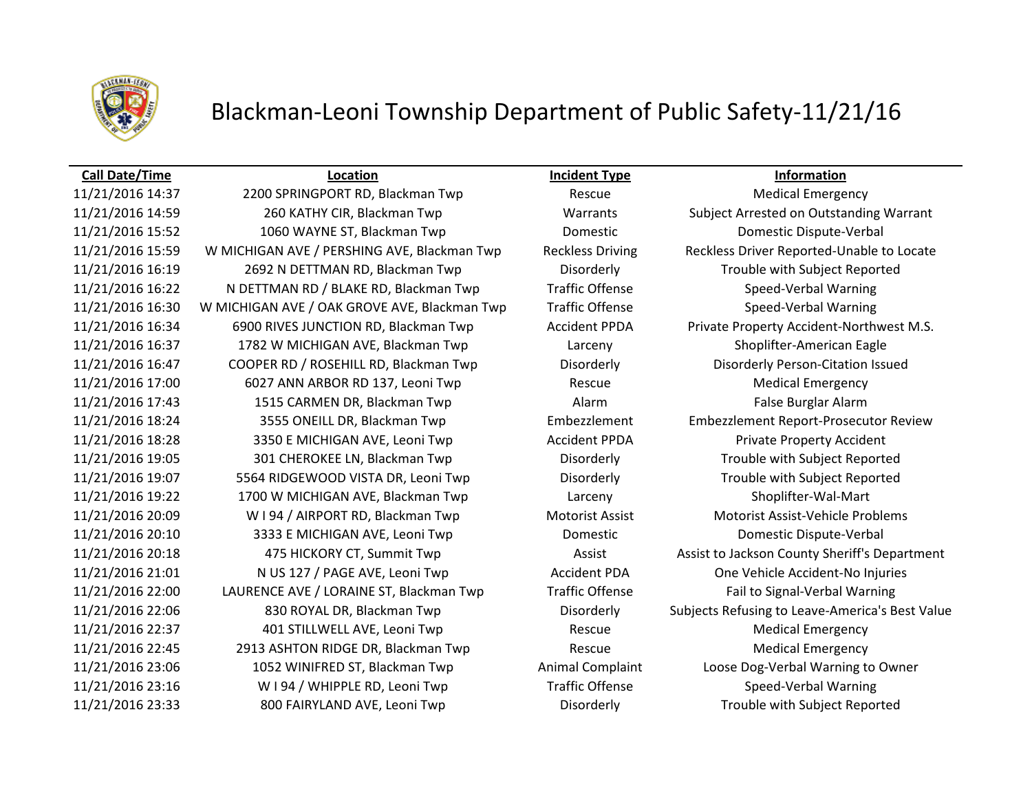# Blackman-Leoni Township Department of Public Safety-11/21/16

| Call Date/Time | Location | Incident Type | Information |
|---|---|---|---|
| 11/21/2016 14:37 | 2200 SPRINGPORT RD, Blackman Twp | Rescue | Medical Emergency |
| 11/21/2016 14:59 | 260 KATHY CIR, Blackman Twp | Warrants | Subject Arrested on Outstanding Warrant |
| 11/21/2016 15:52 | 1060 WAYNE ST, Blackman Twp | Domestic | Domestic Dispute-Verbal |
| 11/21/2016 15:59 | W MICHIGAN AVE / PERSHING AVE, Blackman Twp | Reckless Driving | Reckless Driver Reported-Unable to Locate |
| 11/21/2016 16:19 | 2692 N DETTMAN RD, Blackman Twp | Disorderly | Trouble with Subject Reported |
| 11/21/2016 16:22 | N DETTMAN RD / BLAKE RD, Blackman Twp | Traffic Offense | Speed-Verbal Warning |
| 11/21/2016 16:30 | W MICHIGAN AVE / OAK GROVE AVE, Blackman Twp | Traffic Offense | Speed-Verbal Warning |
| 11/21/2016 16:34 | 6900 RIVES JUNCTION RD, Blackman Twp | Accident PPDA | Private Property Accident-Northwest M.S. |
| 11/21/2016 16:37 | 1782 W MICHIGAN AVE, Blackman Twp | Larceny | Shoplifter-American Eagle |
| 11/21/2016 16:47 | COOPER RD / ROSEHILL RD, Blackman Twp | Disorderly | Disorderly Person-Citation Issued |
| 11/21/2016 17:00 | 6027 ANN ARBOR RD 137, Leoni Twp | Rescue | Medical Emergency |
| 11/21/2016 17:43 | 1515 CARMEN DR, Blackman Twp | Alarm | False Burglar Alarm |
| 11/21/2016 18:24 | 3555 ONEILL DR, Blackman Twp | Embezzlement | Embezzlement Report-Prosecutor Review |
| 11/21/2016 18:28 | 3350 E MICHIGAN AVE, Leoni Twp | Accident PPDA | Private Property Accident |
| 11/21/2016 19:05 | 301 CHEROKEE LN, Blackman Twp | Disorderly | Trouble with Subject Reported |
| 11/21/2016 19:07 | 5564 RIDGEWOOD VISTA DR, Leoni Twp | Disorderly | Trouble with Subject Reported |
| 11/21/2016 19:22 | 1700 W MICHIGAN AVE, Blackman Twp | Larceny | Shoplifter-Wal-Mart |
| 11/21/2016 20:09 | W I 94 / AIRPORT RD, Blackman Twp | Motorist Assist | Motorist Assist-Vehicle Problems |
| 11/21/2016 20:10 | 3333 E MICHIGAN AVE, Leoni Twp | Domestic | Domestic Dispute-Verbal |
| 11/21/2016 20:18 | 475 HICKORY CT, Summit Twp | Assist | Assist to Jackson County Sheriff's Department |
| 11/21/2016 21:01 | N US 127 / PAGE AVE, Leoni Twp | Accident PDA | One Vehicle Accident-No Injuries |
| 11/21/2016 22:00 | LAURENCE AVE / LORAINE ST, Blackman Twp | Traffic Offense | Fail to Signal-Verbal Warning |
| 11/21/2016 22:06 | 830 ROYAL DR, Blackman Twp | Disorderly | Subjects Refusing to Leave-America's Best Value |
| 11/21/2016 22:37 | 401 STILLWELL AVE, Leoni Twp | Rescue | Medical Emergency |
| 11/21/2016 22:45 | 2913 ASHTON RIDGE DR, Blackman Twp | Rescue | Medical Emergency |
| 11/21/2016 23:06 | 1052 WINIFRED ST, Blackman Twp | Animal Complaint | Loose Dog-Verbal Warning to Owner |
| 11/21/2016 23:16 | W I 94 / WHIPPLE RD, Leoni Twp | Traffic Offense | Speed-Verbal Warning |
| 11/21/2016 23:33 | 800 FAIRYLAND AVE, Leoni Twp | Disorderly | Trouble with Subject Reported |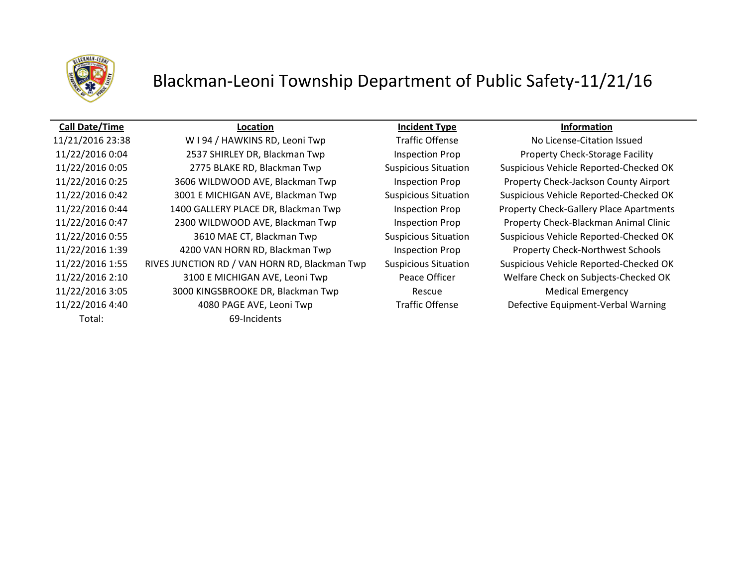# Blackman-Leoni Township Department of Public Safety-11/21/16

| Call Date/Time | Location | Incident Type | Information |
|---|---|---|---|
| 11/21/2016 23:38 | W I 94 / HAWKINS RD, Leoni Twp | Traffic Offense | No License-Citation Issued |
| 11/22/2016 0:04 | 2537 SHIRLEY DR, Blackman Twp | Inspection Prop | Property Check-Storage Facility |
| 11/22/2016 0:05 | 2775 BLAKE RD, Blackman Twp | Suspicious Situation | Suspicious Vehicle Reported-Checked OK |
| 11/22/2016 0:25 | 3606 WILDWOOD AVE, Blackman Twp | Inspection Prop | Property Check-Jackson County Airport |
| 11/22/2016 0:42 | 3001 E MICHIGAN AVE, Blackman Twp | Suspicious Situation | Suspicious Vehicle Reported-Checked OK |
| 11/22/2016 0:44 | 1400 GALLERY PLACE DR, Blackman Twp | Inspection Prop | Property Check-Gallery Place Apartments |
| 11/22/2016 0:47 | 2300 WILDWOOD AVE, Blackman Twp | Inspection Prop | Property Check-Blackman Animal Clinic |
| 11/22/2016 0:55 | 3610 MAE CT, Blackman Twp | Suspicious Situation | Suspicious Vehicle Reported-Checked OK |
| 11/22/2016 1:39 | 4200 VAN HORN RD, Blackman Twp | Inspection Prop | Property Check-Northwest Schools |
| 11/22/2016 1:55 | RIVES JUNCTION RD / VAN HORN RD, Blackman Twp | Suspicious Situation | Suspicious Vehicle Reported-Checked OK |
| 11/22/2016 2:10 | 3100 E MICHIGAN AVE, Leoni Twp | Peace Officer | Welfare Check on Subjects-Checked OK |
| 11/22/2016 3:05 | 3000 KINGSBROOKE DR, Blackman Twp | Rescue | Medical Emergency |
| 11/22/2016 4:40 | 4080 PAGE AVE, Leoni Twp | Traffic Offense | Defective Equipment-Verbal Warning |
| Total: | 69-Incidents | | |